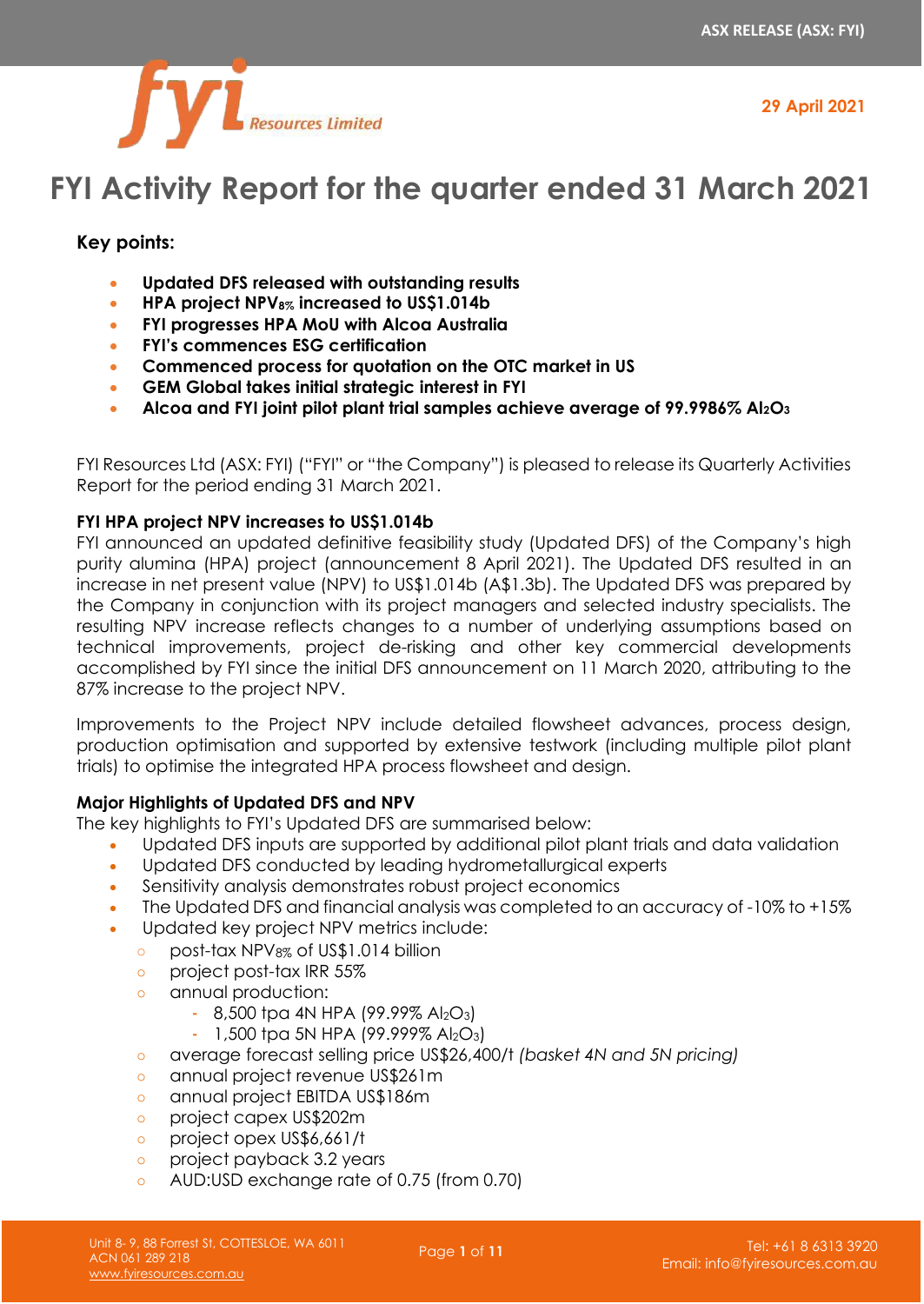ASX RELEASE (ASX: FYI)

29 April 2021

# FYI Activity Report for the quarter ended 31 March 2021

## Key points:

- **Updated DFS released with outstanding results**
- **HPA project $NPV_{8\%}$ increased to US$1.014b**
- **FYI progresses HPA MoU with Alcoa Australia**
- **FYI's commences ESG certification**
- **Commenced process for quotation on the OTC market in US**
- **GEM Global takes initial strategic interest in FYI**
- **Alcoa and FYI joint pilot plant trial samples achieve average of 99.9986% $Al_2O_3$**

FYI Resources Ltd (ASX: FYI) ("FYI" or "the Company") is pleased to release its Quarterly Activities Report for the period ending 31 March 2021.

**FYI HPA project NPV increases to US$1.014b**

FYI announced an updated definitive feasibility study (Updated DFS) of the Company's high purity alumina (HPA) project (announcement 8 April 2021). The Updated DFS resulted in an increase in net present value (NPV) to US$1.014b (A$1.3b). The Updated DFS was prepared by the Company in conjunction with its project managers and selected industry specialists. The resulting NPV increase reflects changes to a number of underlying assumptions based on technical improvements, project de-risking and other key commercial developments accomplished by FYI since the initial DFS announcement on 11 March 2020, attributing to the 87% increase to the project NPV.

Improvements to the Project NPV include detailed flowsheet advances, process design, production optimisation and supported by extensive testwork (including multiple pilot plant trials) to optimise the integrated HPA process flowsheet and design.

**Major Highlights of Updated DFS and NPV**

The key highlights to FYI's Updated DFS are summarised below:

- Updated DFS inputs are supported by additional pilot plant trials and data validation
- Updated DFS conducted by leading hydrometallurgical experts
- Sensitivity analysis demonstrates robust project economics
- The Updated DFS and financial analysis was completed to an accuracy of -10% to +15%
- Updated key project NPV metrics include:
  - post-tax $NPV_{8\%}$ of US$1.014 billion
  - project post-tax IRR 55%
  - annual production:
    - 8,500 tpa 4N HPA (99.99% $Al_2O_3$)
    - 1,500 tpa 5N HPA (99.999% $Al_2O_3$)
  - average forecast selling price US$26,400/t *(basket 4N and 5N pricing)*
  - annual project revenue US$261m
  - annual project EBITDA US$186m
  - project capex US$202m
  - project opex US$6,661/t
  - project payback 3.2 years
  - AUD:USD exchange rate of 0.75 (from 0.70)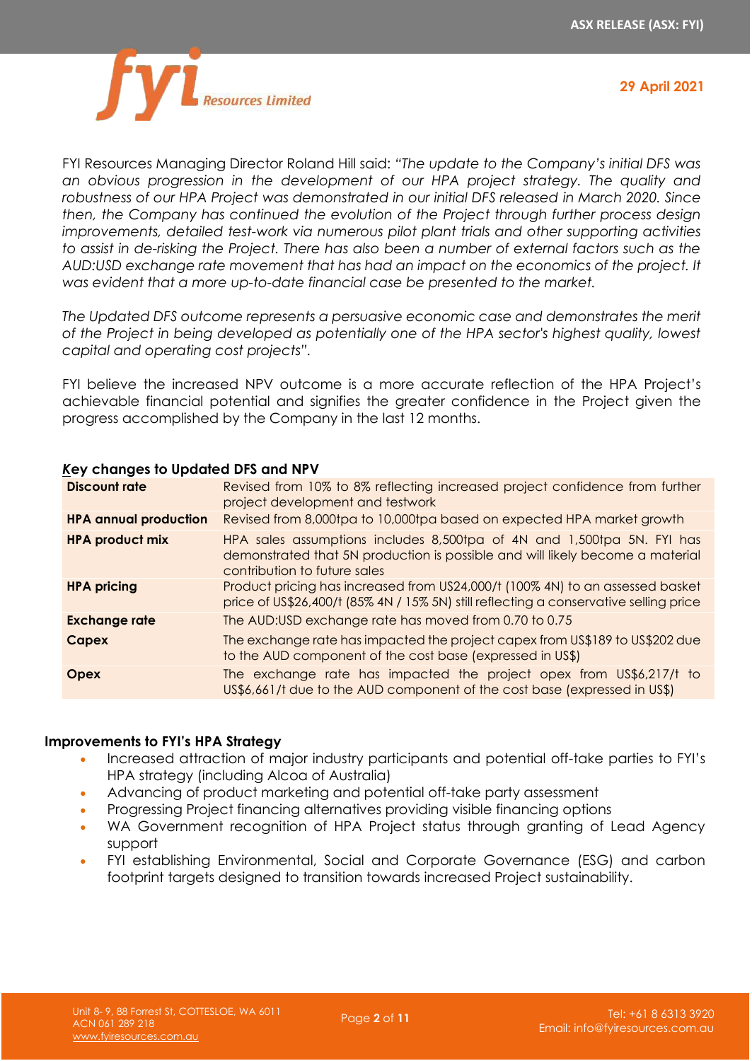FYI Resources Managing Director Roland Hill said: *"The update to the Company's initial DFS was an obvious progression in the development of our HPA project strategy. The quality and robustness of our HPA Project was demonstrated in our initial DFS released in March 2020. Since then, the Company has continued the evolution of the Project through further process design improvements, detailed test-work via numerous pilot plant trials and other supporting activities to assist in de-risking the Project. There has also been a number of external factors such as the AUD:USD exchange rate movement that has had an impact on the economics of the project. It was evident that a more up-to-date financial case be presented to the market.*

*The Updated DFS outcome represents a persuasive economic case and demonstrates the merit of the Project in being developed as potentially one of the HPA sector's highest quality, lowest capital and operating cost projects".*

FYI believe the increased NPV outcome is a more accurate reflection of the HPA Project's achievable financial potential and signifies the greater confidence in the Project given the progress accomplished by the Company in the last 12 months.

**Key changes to Updated DFS and NPV**

| | |
|---|---|
| **Discount rate** | Revised from 10% to 8% reflecting increased project confidence from further project development and testwork |
| **HPA annual production** | Revised from 8,000tpa to 10,000tpa based on expected HPA market growth |
| **HPA product mix** | HPA sales assumptions includes 8,500tpa of 4N and 1,500tpa 5N. FYI has demonstrated that 5N production is possible and will likely become a material contribution to future sales |
| **HPA pricing** | Product pricing has increased from US$24,000/t (100% 4N) to an assessed basket price of US$26,400/t (85% 4N / 15% 5N) still reflecting a conservative selling price |
| **Exchange rate** | The AUD:USD exchange rate has moved from 0.70 to 0.75 |
| **Capex** | The exchange rate has impacted the project capex from US$189 to US$202 due to the AUD component of the cost base (expressed in US$) |
| **Opex** | The exchange rate has impacted the project opex from US$6,217/t to US$6,661/t due to the AUD component of the cost base (expressed in US$) |

**Improvements to FYI's HPA Strategy**

- Increased attraction of major industry participants and potential off-take parties to FYI's HPA strategy (including Alcoa of Australia)
- Advancing of product marketing and potential off-take party assessment
- Progressing Project financing alternatives providing visible financing options
- WA Government recognition of HPA Project status through granting of Lead Agency support
- FYI establishing Environmental, Social and Corporate Governance (ESG) and carbon footprint targets designed to transition towards increased Project sustainability.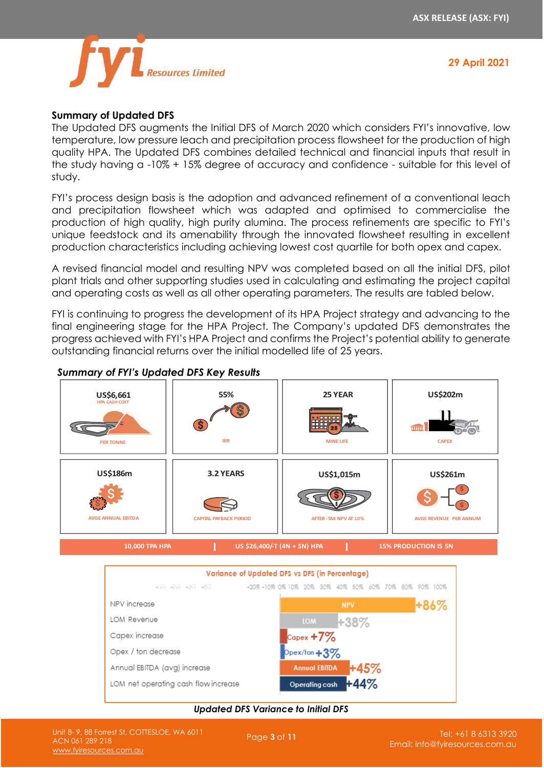## Summary of Updated DFS

The Updated DFS augments the Initial DFS of March 2020 which considers FYI's innovative, low temperature, low pressure leach and precipitation process flowsheet for the production of high quality HPA. The Updated DFS combines detailed technical and financial inputs that result in the study having a -10% + 15% degree of accuracy and confidence - suitable for this level of study.

FYI's process design basis is the adoption and advanced refinement of a conventional leach and precipitation flowsheet which was adapted and optimised to commercialise the production of high quality, high purity alumina. The process refinements are specific to FYI's unique feedstock and its amenability through the innovated flowsheet resulting in excellent production characteristics including achieving lowest cost quartile for both opex and capex.

A revised financial model and resulting NPV was completed based on all the initial DFS, pilot plant trials and other supporting studies used in calculating and estimating the project capital and operating costs as well as all other operating parameters. The results are tabled below.

FYI is continuing to progress the development of its HPA Project strategy and advancing to the final engineering stage for the HPA Project. The Company's updated DFS demonstrates the progress achieved with FYI's HPA Project and confirms the Project's potential ability to generate outstanding financial returns over the initial modelled life of 25 years.

***Summary of FYI's Updated DFS Key Results***

| US$6,661 HPA CASH COST PER TONNE | 55% IRR | 25 YEAR MINE LIFE | US$202m CAPEX |
|---|---|---|---|
| **US$186m** AVGE ANNUAL EBITDA | **3.2 YEARS** CAPITAL PAYBACK PERIOD | **US$1,015m** AFTER -TAX NPV AT 10% | **US$261m** AVGE REVENUE PER ANNUM |

10,000 TPA HPA | US $26,400/-T (4N + 5N) HPA | 15% PRODUCTION IS 5N

**Variance of Updated DFS vs DFS (in Percentage)**

| Metric | Variance |
|---|---|
| NPV increase | +86% |
| LOM Revenue | +38% |
| Capex increase | +7% |
| Opex / ton decrease | +3% |
| Annual EBITDA (avg) increase | +45% |
| LOM net operating cash flow increase | +44% |

***Updated DFS Variance to Initial DFS***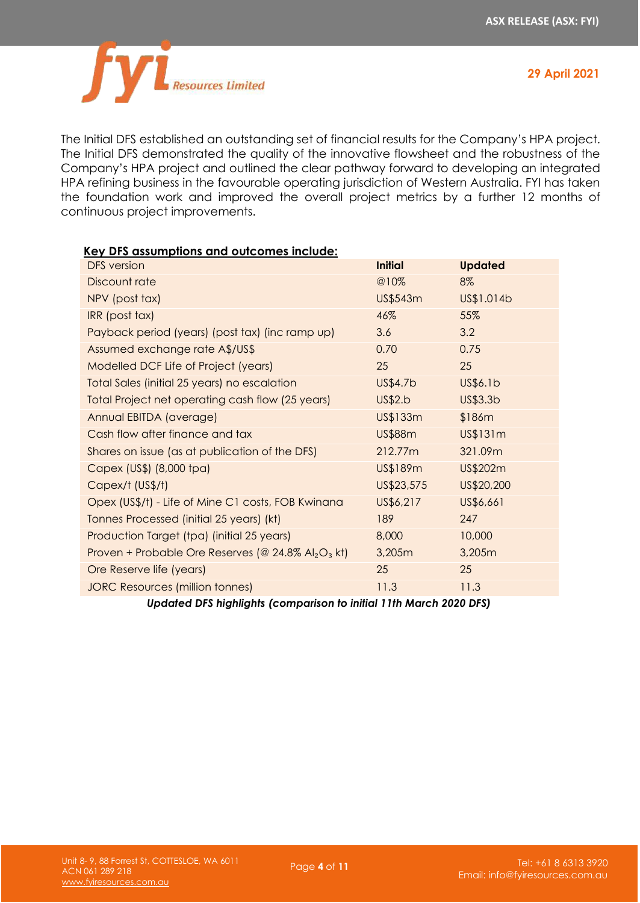The Initial DFS established an outstanding set of financial results for the Company's HPA project. The Initial DFS demonstrated the quality of the innovative flowsheet and the robustness of the Company's HPA project and outlined the clear pathway forward to developing an integrated HPA refining business in the favourable operating jurisdiction of Western Australia. FYI has taken the foundation work and improved the overall project metrics by a further 12 months of continuous project improvements.

**Key DFS assumptions and outcomes include:**

| DFS version | **Initial** | **Updated** |
|---|---|---|
| Discount rate | @10% | 8% |
| NPV (post tax) | US$543m | US$1.014b |
| IRR (post tax) | 46% | 55% |
| Payback period (years) (post tax) (inc ramp up) | 3.6 | 3.2 |
| Assumed exchange rate A$/US$ | 0.70 | 0.75 |
| Modelled DCF Life of Project (years) | 25 | 25 |
| Total Sales (initial 25 years) no escalation | US$4.7b | US$6.1b |
| Total Project net operating cash flow (25 years) | US$2.b | US$3.3b |
| Annual EBITDA (average) | US$133m | $186m |
| Cash flow after finance and tax | US$88m | US$131m |
| Shares on issue (as at publication of the DFS) | 212.77m | 321.09m |
| Capex (US$) (8,000 tpa) | US$189m | US$202m |
| Capex/t (US$/t) | US$23,575 | US$20,200 |
| Opex (US$/t) - Life of Mine C1 costs, FOB Kwinana | US$6,217 | US$6,661 |
| Tonnes Processed (initial 25 years) (kt) | 189 | 247 |
| Production Target (tpa) (initial 25 years) | 8,000 | 10,000 |
| Proven + Probable Ore Reserves (@ 24.8% $Al_2O_3$ kt) | 3,205m | 3,205m |
| Ore Reserve life (years) | 25 | 25 |
| JORC Resources (million tonnes) | 11.3 | 11.3 |

***Updated DFS highlights (comparison to initial 11th March 2020 DFS)***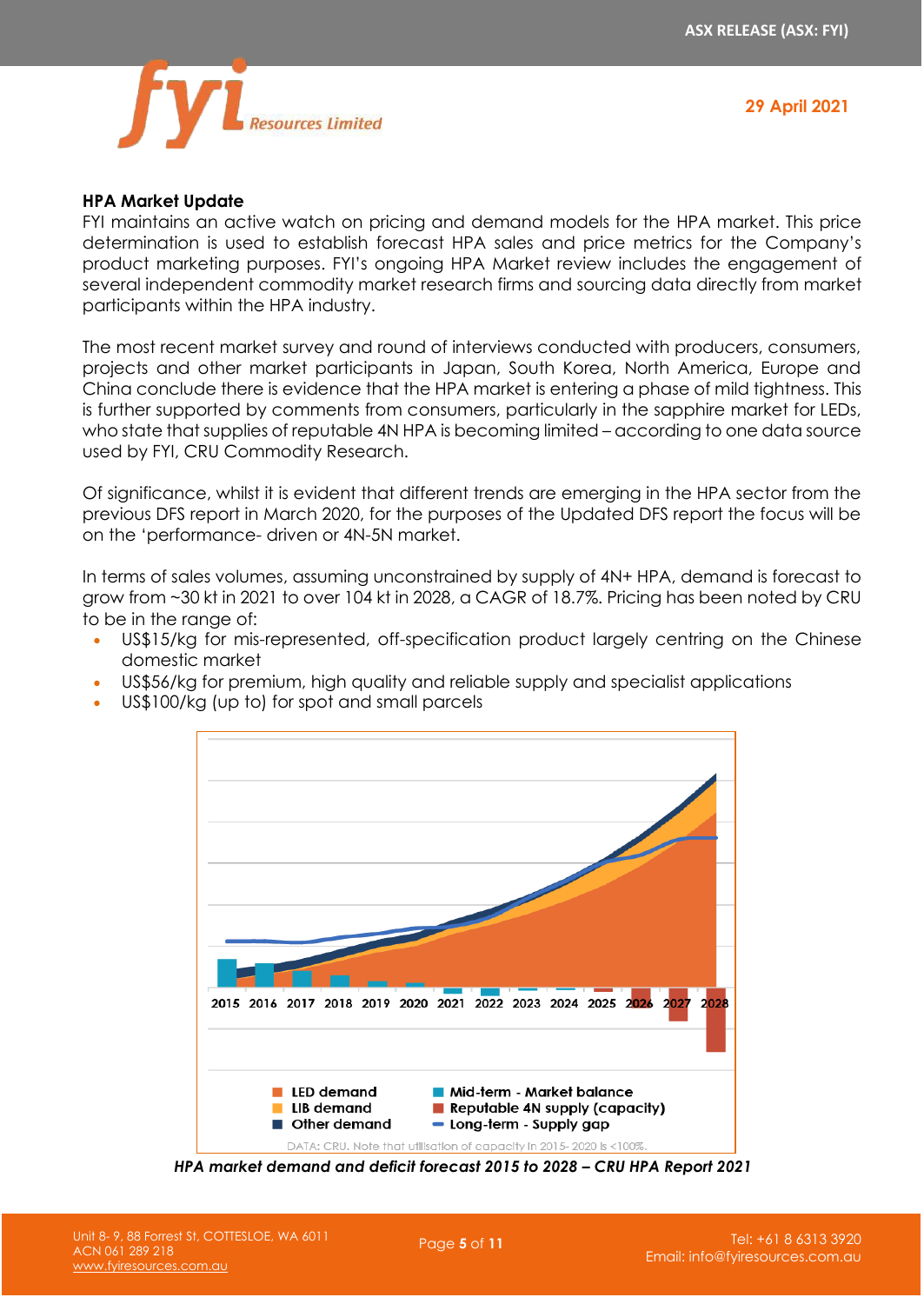## HPA Market Update

FYI maintains an active watch on pricing and demand models for the HPA market. This price determination is used to establish forecast HPA sales and price metrics for the Company's product marketing purposes. FYI's ongoing HPA Market review includes the engagement of several independent commodity market research firms and sourcing data directly from market participants within the HPA industry.

The most recent market survey and round of interviews conducted with producers, consumers, projects and other market participants in Japan, South Korea, North America, Europe and China conclude there is evidence that the HPA market is entering a phase of mild tightness. This is further supported by comments from consumers, particularly in the sapphire market for LEDs, who state that supplies of reputable 4N HPA is becoming limited – according to one data source used by FYI, CRU Commodity Research.

Of significance, whilst it is evident that different trends are emerging in the HPA sector from the previous DFS report in March 2020, for the purposes of the Updated DFS report the focus will be on the 'performance- driven or 4N-5N market.

In terms of sales volumes, assuming unconstrained by supply of 4N+ HPA, demand is forecast to grow from ~30 kt in 2021 to over 104 kt in 2028, a CAGR of 18.7%. Pricing has been noted by CRU to be in the range of:

- US$15/kg for mis-represented, off-specification product largely centring on the Chinese domestic market
- US$56/kg for premium, high quality and reliable supply and specialist applications
- US$100/kg (up to) for spot and small parcels

2015 2016 2017 2018 2019 2020 2021 2022 2023 2024 2025 2026 2027 2028

LED demand | LIB demand | Other demand | Mid-term - Market balance | Reputable 4N supply (capacity) | Long-term - Supply gap

DATA: CRU. Note that utilisation of capacity in 2015-2020 is <100%.

*HPA market demand and deficit forecast 2015 to 2028 – CRU HPA Report 2021*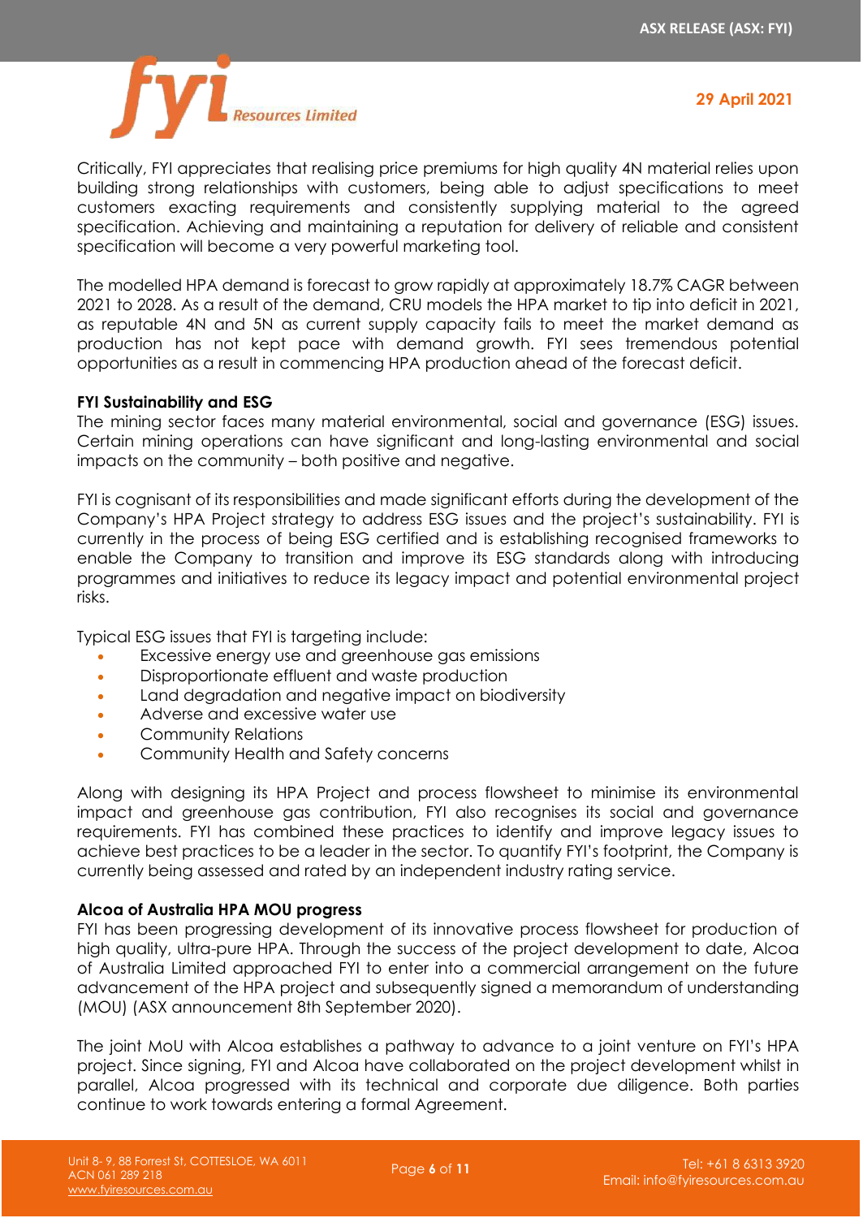Critically, FYI appreciates that realising price premiums for high quality 4N material relies upon building strong relationships with customers, being able to adjust specifications to meet customers exacting requirements and consistently supplying material to the agreed specification. Achieving and maintaining a reputation for delivery of reliable and consistent specification will become a very powerful marketing tool.

The modelled HPA demand is forecast to grow rapidly at approximately 18.7% CAGR between 2021 to 2028. As a result of the demand, CRU models the HPA market to tip into deficit in 2021, as reputable 4N and 5N as current supply capacity fails to meet the market demand as production has not kept pace with demand growth. FYI sees tremendous potential opportunities as a result in commencing HPA production ahead of the forecast deficit.

**FYI Sustainability and ESG**

The mining sector faces many material environmental, social and governance (ESG) issues. Certain mining operations can have significant and long-lasting environmental and social impacts on the community – both positive and negative.

FYI is cognisant of its responsibilities and made significant efforts during the development of the Company's HPA Project strategy to address ESG issues and the project's sustainability. FYI is currently in the process of being ESG certified and is establishing recognised frameworks to enable the Company to transition and improve its ESG standards along with introducing programmes and initiatives to reduce its legacy impact and potential environmental project risks.

Typical ESG issues that FYI is targeting include:

- Excessive energy use and greenhouse gas emissions
- Disproportionate effluent and waste production
- Land degradation and negative impact on biodiversity
- Adverse and excessive water use
- Community Relations
- Community Health and Safety concerns

Along with designing its HPA Project and process flowsheet to minimise its environmental impact and greenhouse gas contribution, FYI also recognises its social and governance requirements. FYI has combined these practices to identify and improve legacy issues to achieve best practices to be a leader in the sector. To quantify FYI's footprint, the Company is currently being assessed and rated by an independent industry rating service.

**Alcoa of Australia HPA MOU progress**

FYI has been progressing development of its innovative process flowsheet for production of high quality, ultra-pure HPA. Through the success of the project development to date, Alcoa of Australia Limited approached FYI to enter into a commercial arrangement on the future advancement of the HPA project and subsequently signed a memorandum of understanding (MOU) (ASX announcement 8th September 2020).

The joint MoU with Alcoa establishes a pathway to advance to a joint venture on FYI's HPA project. Since signing, FYI and Alcoa have collaborated on the project development whilst in parallel, Alcoa progressed with its technical and corporate due diligence. Both parties continue to work towards entering a formal Agreement.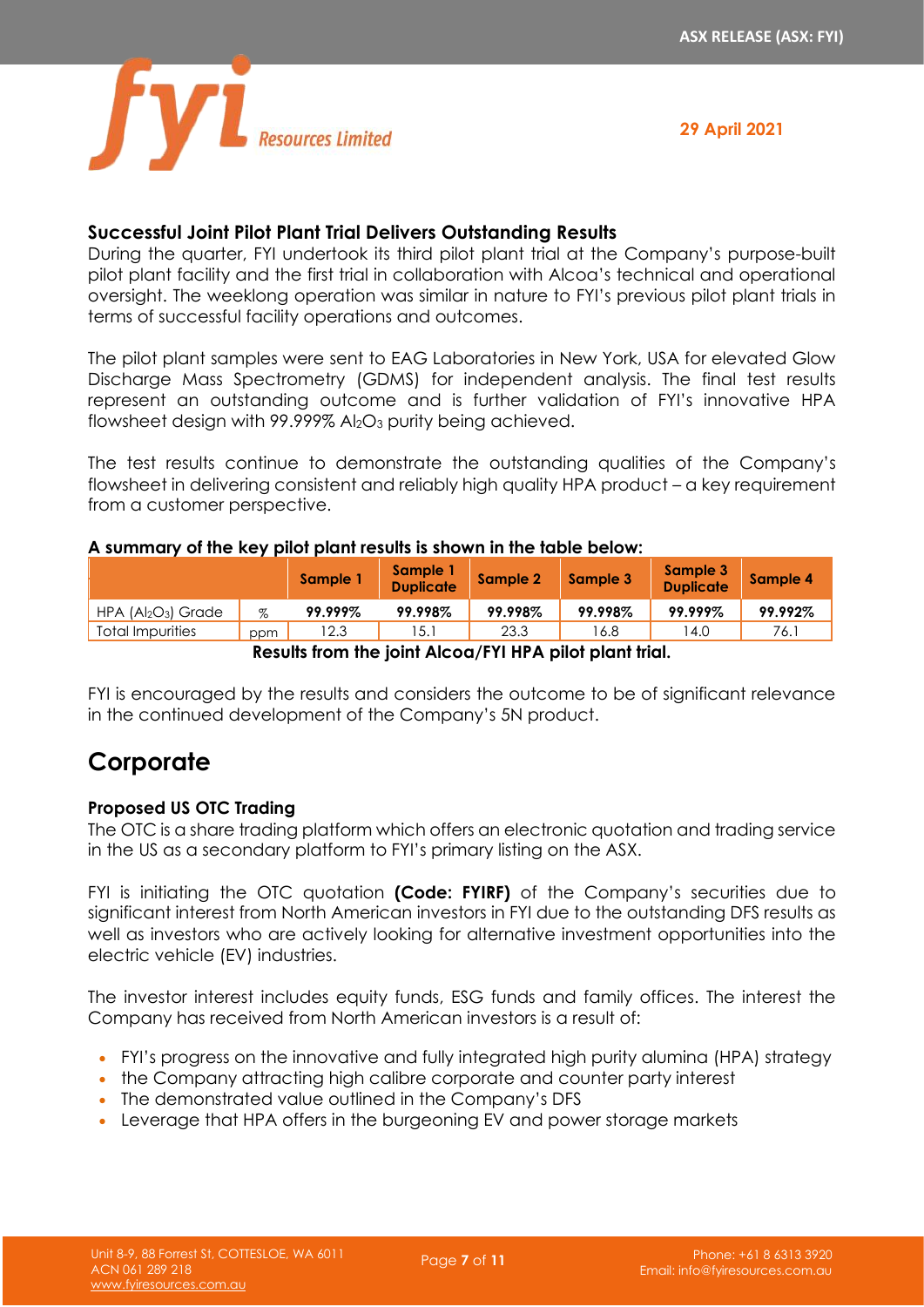### Successful Joint Pilot Plant Trial Delivers Outstanding Results

During the quarter, FYI undertook its third pilot plant trial at the Company's purpose-built pilot plant facility and the first trial in collaboration with Alcoa's technical and operational oversight. The weeklong operation was similar in nature to FYI's previous pilot plant trials in terms of successful facility operations and outcomes.

The pilot plant samples were sent to EAG Laboratories in New York, USA for elevated Glow Discharge Mass Spectrometry (GDMS) for independent analysis. The final test results represent an outstanding outcome and is further validation of FYI's innovative HPA flowsheet design with 99.999% $Al_2O_3$ purity being achieved.

The test results continue to demonstrate the outstanding qualities of the Company's flowsheet in delivering consistent and reliably high quality HPA product – a key requirement from a customer perspective.

**A summary of the key pilot plant results is shown in the table below:**

| | | Sample 1 | Sample 1 Duplicate | Sample 2 | Sample 3 | Sample 3 Duplicate | Sample 4 |
|---|---|---|---|---|---|---|---|
| HPA ($Al_2O_3$) Grade | % | **99.999%** | **99.998%** | **99.998%** | **99.998%** | **99.999%** | **99.992%** |
| Total Impurities | ppm | 12.3 | 15.1 | 23.3 | 16.8 | 14.0 | 76.1 |

**Results from the joint Alcoa/FYI HPA pilot plant trial.**

FYI is encouraged by the results and considers the outcome to be of significant relevance in the continued development of the Company's 5N product.

## Corporate

### Proposed US OTC Trading

The OTC is a share trading platform which offers an electronic quotation and trading service in the US as a secondary platform to FYI's primary listing on the ASX.

FYI is initiating the OTC quotation **(Code: FYIRF)** of the Company's securities due to significant interest from North American investors in FYI due to the outstanding DFS results as well as investors who are actively looking for alternative investment opportunities into the electric vehicle (EV) industries.

The investor interest includes equity funds, ESG funds and family offices. The interest the Company has received from North American investors is a result of:

- FYI's progress on the innovative and fully integrated high purity alumina (HPA) strategy
- the Company attracting high calibre corporate and counter party interest
- The demonstrated value outlined in the Company's DFS
- Leverage that HPA offers in the burgeoning EV and power storage markets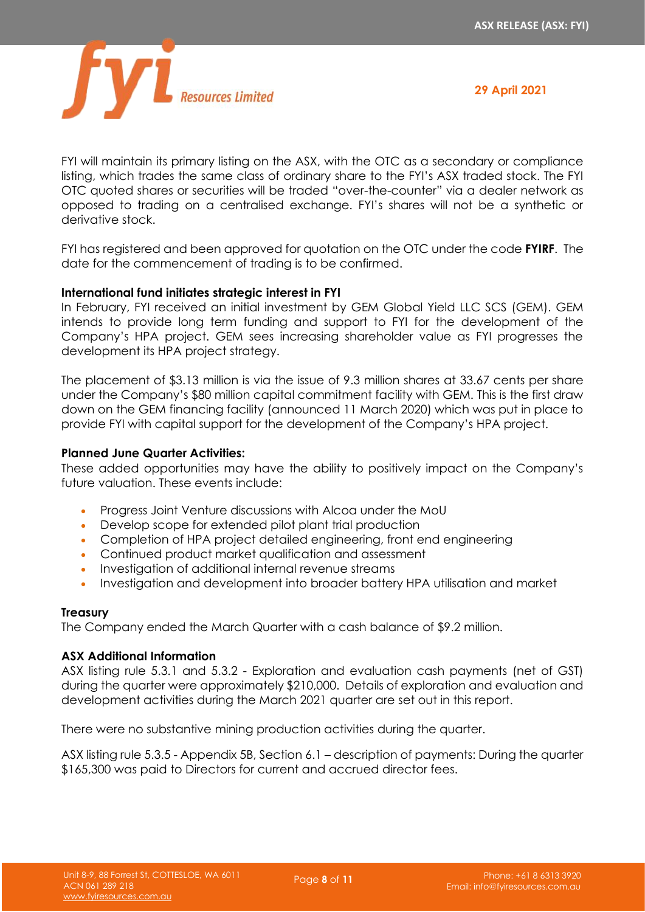FYI will maintain its primary listing on the ASX, with the OTC as a secondary or compliance listing, which trades the same class of ordinary share to the FYI's ASX traded stock. The FYI OTC quoted shares or securities will be traded "over-the-counter" via a dealer network as opposed to trading on a centralised exchange. FYI's shares will not be a synthetic or derivative stock.

FYI has registered and been approved for quotation on the OTC under the code **FYIRF**. The date for the commencement of trading is to be confirmed.

**International fund initiates strategic interest in FYI**

In February, FYI received an initial investment by GEM Global Yield LLC SCS (GEM). GEM intends to provide long term funding and support to FYI for the development of the Company's HPA project. GEM sees increasing shareholder value as FYI progresses the development its HPA project strategy.

The placement of $3.13 million is via the issue of 9.3 million shares at 33.67 cents per share under the Company's $80 million capital commitment facility with GEM. This is the first draw down on the GEM financing facility (announced 11 March 2020) which was put in place to provide FYI with capital support for the development of the Company's HPA project.

**Planned June Quarter Activities:**

These added opportunities may have the ability to positively impact on the Company's future valuation. These events include:

- Progress Joint Venture discussions with Alcoa under the MoU
- Develop scope for extended pilot plant trial production
- Completion of HPA project detailed engineering, front end engineering
- Continued product market qualification and assessment
- Investigation of additional internal revenue streams
- Investigation and development into broader battery HPA utilisation and market

**Treasury**

The Company ended the March Quarter with a cash balance of $9.2 million.

**ASX Additional Information**

ASX listing rule 5.3.1 and 5.3.2 - Exploration and evaluation cash payments (net of GST) during the quarter were approximately $210,000. Details of exploration and evaluation and development activities during the March 2021 quarter are set out in this report.

There were no substantive mining production activities during the quarter.

ASX listing rule 5.3.5 - Appendix 5B, Section 6.1 – description of payments: During the quarter $165,300 was paid to Directors for current and accrued director fees.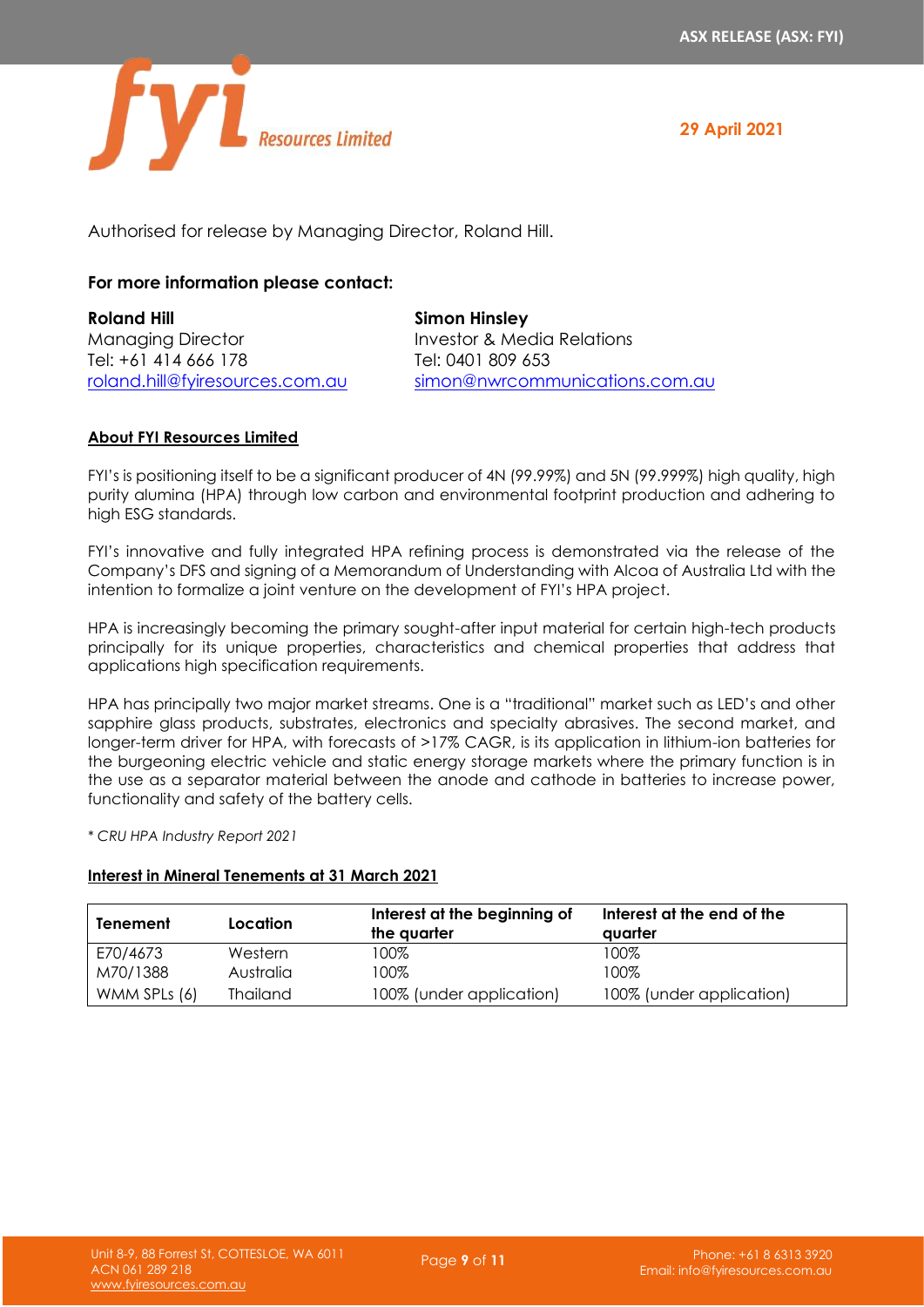Authorised for release by Managing Director, Roland Hill.

**For more information please contact:**

**Roland Hill**
Managing Director
Tel: +61 414 666 178
roland.hill@fyiresources.com.au

**Simon Hinsley**
Investor & Media Relations
Tel: 0401 809 653
simon@nwrcommunications.com.au

**About FYI Resources Limited**

FYI's is positioning itself to be a significant producer of 4N (99.99%) and 5N (99.999%) high quality, high purity alumina (HPA) through low carbon and environmental footprint production and adhering to high ESG standards.

FYI's innovative and fully integrated HPA refining process is demonstrated via the release of the Company's DFS and signing of a Memorandum of Understanding with Alcoa of Australia Ltd with the intention to formalize a joint venture on the development of FYI's HPA project.

HPA is increasingly becoming the primary sought-after input material for certain high-tech products principally for its unique properties, characteristics and chemical properties that address that applications high specification requirements.

HPA has principally two major market streams. One is a "traditional" market such as LED's and other sapphire glass products, substrates, electronics and specialty abrasives. The second market, and longer-term driver for HPA, with forecasts of >17% CAGR, is its application in lithium-ion batteries for the burgeoning electric vehicle and static energy storage markets where the primary function is in the use as a separator material between the anode and cathode in batteries to increase power, functionality and safety of the battery cells.

*\* CRU HPA Industry Report 2021*

**Interest in Mineral Tenements at 31 March 2021**

| Tenement | Location | Interest at the beginning of the quarter | Interest at the end of the quarter |
|---|---|---|---|
| E70/4673 | Western | 100% | 100% |
| M70/1388 | Australia | 100% | 100% |
| WMM SPLs (6) | Thailand | 100% (under application) | 100% (under application) |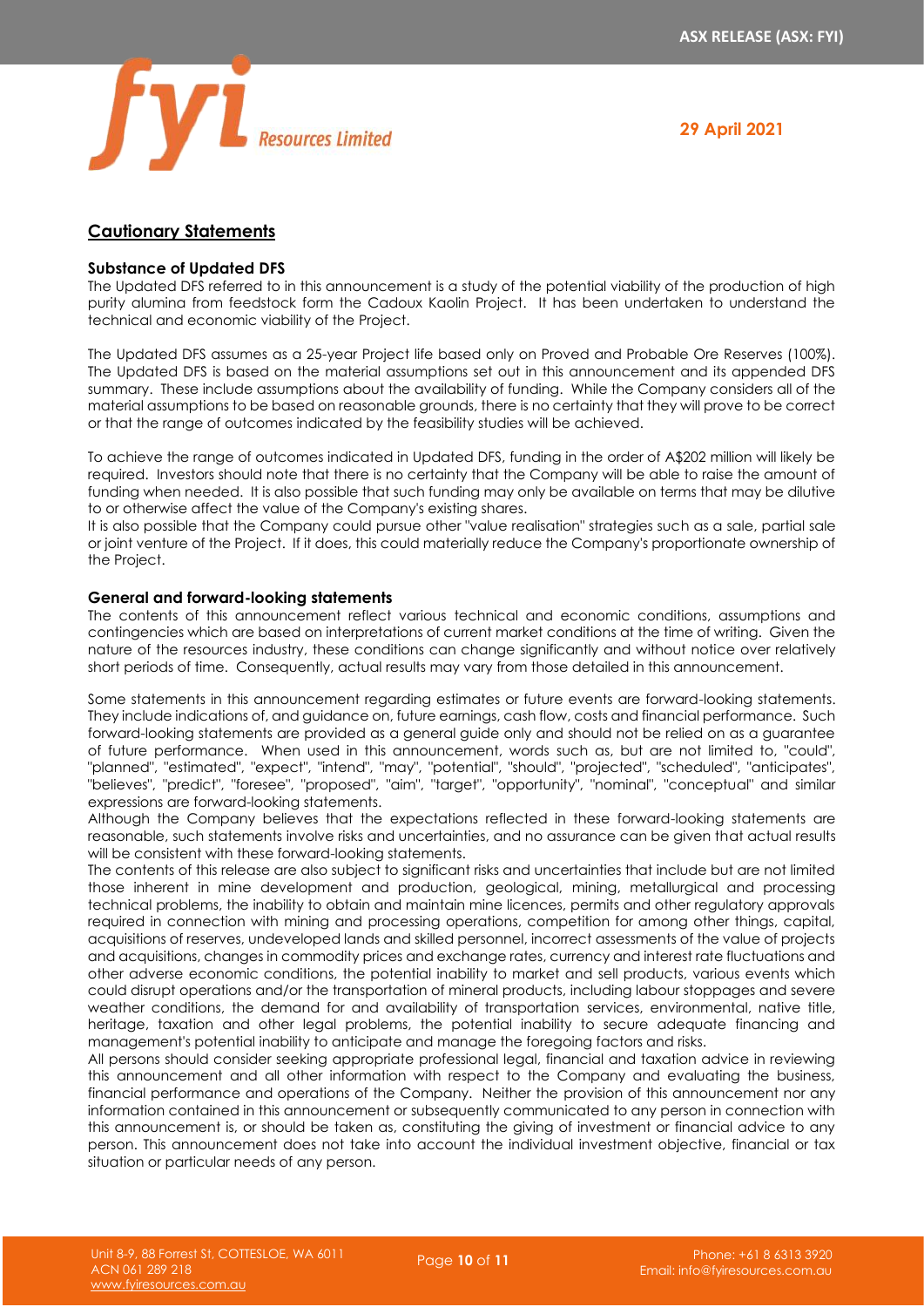## Cautionary Statements

### Substance of Updated DFS

The Updated DFS referred to in this announcement is a study of the potential viability of the production of high purity alumina from feedstock form the Cadoux Kaolin Project. It has been undertaken to understand the technical and economic viability of the Project.

The Updated DFS assumes as a 25-year Project life based only on Proved and Probable Ore Reserves (100%). The Updated DFS is based on the material assumptions set out in this announcement and its appended DFS summary. These include assumptions about the availability of funding. While the Company considers all of the material assumptions to be based on reasonable grounds, there is no certainty that they will prove to be correct or that the range of outcomes indicated by the feasibility studies will be achieved.

To achieve the range of outcomes indicated in Updated DFS, funding in the order of A$202 million will likely be required. Investors should note that there is no certainty that the Company will be able to raise the amount of funding when needed. It is also possible that such funding may only be available on terms that may be dilutive to or otherwise affect the value of the Company's existing shares.

It is also possible that the Company could pursue other "value realisation" strategies such as a sale, partial sale or joint venture of the Project. If it does, this could materially reduce the Company's proportionate ownership of the Project.

### General and forward-looking statements

The contents of this announcement reflect various technical and economic conditions, assumptions and contingencies which are based on interpretations of current market conditions at the time of writing. Given the nature of the resources industry, these conditions can change significantly and without notice over relatively short periods of time. Consequently, actual results may vary from those detailed in this announcement.

Some statements in this announcement regarding estimates or future events are forward-looking statements. They include indications of, and guidance on, future earnings, cash flow, costs and financial performance. Such forward-looking statements are provided as a general guide only and should not be relied on as a guarantee of future performance. When used in this announcement, words such as, but are not limited to, "could", "planned", "estimated", "expect", "intend", "may", "potential", "should", "projected", "scheduled", "anticipates", "believes", "predict", "foresee", "proposed", "aim", "target", "opportunity", "nominal", "conceptual" and similar expressions are forward-looking statements.

Although the Company believes that the expectations reflected in these forward-looking statements are reasonable, such statements involve risks and uncertainties, and no assurance can be given that actual results will be consistent with these forward-looking statements.

The contents of this release are also subject to significant risks and uncertainties that include but are not limited those inherent in mine development and production, geological, mining, metallurgical and processing technical problems, the inability to obtain and maintain mine licences, permits and other regulatory approvals required in connection with mining and processing operations, competition for among other things, capital, acquisitions of reserves, undeveloped lands and skilled personnel, incorrect assessments of the value of projects and acquisitions, changes in commodity prices and exchange rates, currency and interest rate fluctuations and other adverse economic conditions, the potential inability to market and sell products, various events which could disrupt operations and/or the transportation of mineral products, including labour stoppages and severe weather conditions, the demand for and availability of transportation services, environmental, native title, heritage, taxation and other legal problems, the potential inability to secure adequate financing and management's potential inability to anticipate and manage the foregoing factors and risks.

All persons should consider seeking appropriate professional legal, financial and taxation advice in reviewing this announcement and all other information with respect to the Company and evaluating the business, financial performance and operations of the Company. Neither the provision of this announcement nor any information contained in this announcement or subsequently communicated to any person in connection with this announcement is, or should be taken as, constituting the giving of investment or financial advice to any person. This announcement does not take into account the individual investment objective, financial or tax situation or particular needs of any person.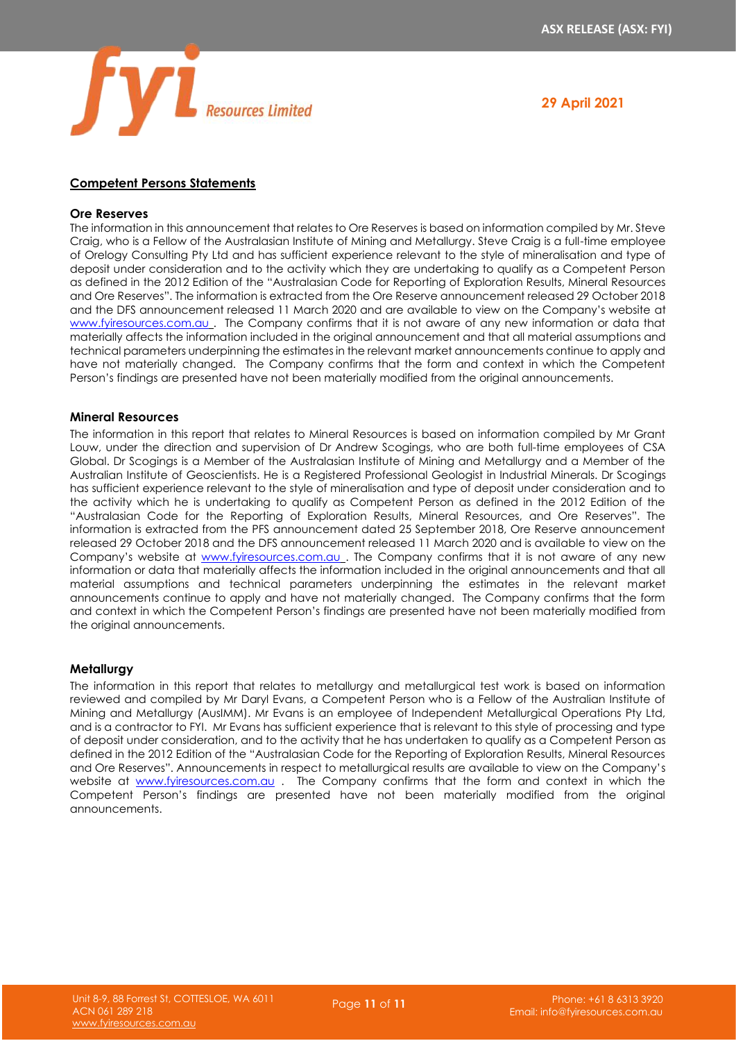## Competent Persons Statements

### Ore Reserves

The information in this announcement that relates to Ore Reserves is based on information compiled by Mr. Steve Craig, who is a Fellow of the Australasian Institute of Mining and Metallurgy. Steve Craig is a full-time employee of Orelogy Consulting Pty Ltd and has sufficient experience relevant to the style of mineralisation and type of deposit under consideration and to the activity which they are undertaking to qualify as a Competent Person as defined in the 2012 Edition of the "Australasian Code for Reporting of Exploration Results, Mineral Resources and Ore Reserves". The information is extracted from the Ore Reserve announcement released 29 October 2018 and the DFS announcement released 11 March 2020 and are available to view on the Company's website at www.fyiresources.com.au . The Company confirms that it is not aware of any new information or data that materially affects the information included in the original announcement and that all material assumptions and technical parameters underpinning the estimates in the relevant market announcements continue to apply and have not materially changed. The Company confirms that the form and context in which the Competent Person's findings are presented have not been materially modified from the original announcements.

### Mineral Resources

The information in this report that relates to Mineral Resources is based on information compiled by Mr Grant Louw, under the direction and supervision of Dr Andrew Scogings, who are both full-time employees of CSA Global. Dr Scogings is a Member of the Australasian Institute of Mining and Metallurgy and a Member of the Australian Institute of Geoscientists. He is a Registered Professional Geologist in Industrial Minerals. Dr Scogings has sufficient experience relevant to the style of mineralisation and type of deposit under consideration and to the activity which he is undertaking to qualify as Competent Person as defined in the 2012 Edition of the "Australasian Code for the Reporting of Exploration Results, Mineral Resources, and Ore Reserves". The information is extracted from the PFS announcement dated 25 September 2018, Ore Reserve announcement released 29 October 2018 and the DFS announcement released 11 March 2020 and is available to view on the Company's website at www.fyiresources.com.au . The Company confirms that it is not aware of any new information or data that materially affects the information included in the original announcements and that all material assumptions and technical parameters underpinning the estimates in the relevant market announcements continue to apply and have not materially changed. The Company confirms that the form and context in which the Competent Person's findings are presented have not been materially modified from the original announcements.

### Metallurgy

The information in this report that relates to metallurgy and metallurgical test work is based on information reviewed and compiled by Mr Daryl Evans, a Competent Person who is a Fellow of the Australian Institute of Mining and Metallurgy (AusIMM). Mr Evans is an employee of Independent Metallurgical Operations Pty Ltd, and is a contractor to FYI. Mr Evans has sufficient experience that is relevant to this style of processing and type of deposit under consideration, and to the activity that he has undertaken to qualify as a Competent Person as defined in the 2012 Edition of the "Australasian Code for the Reporting of Exploration Results, Mineral Resources and Ore Reserves". Announcements in respect to metallurgical results are available to view on the Company's website at www.fyiresources.com.au . The Company confirms that the form and context in which the Competent Person's findings are presented have not been materially modified from the original announcements.